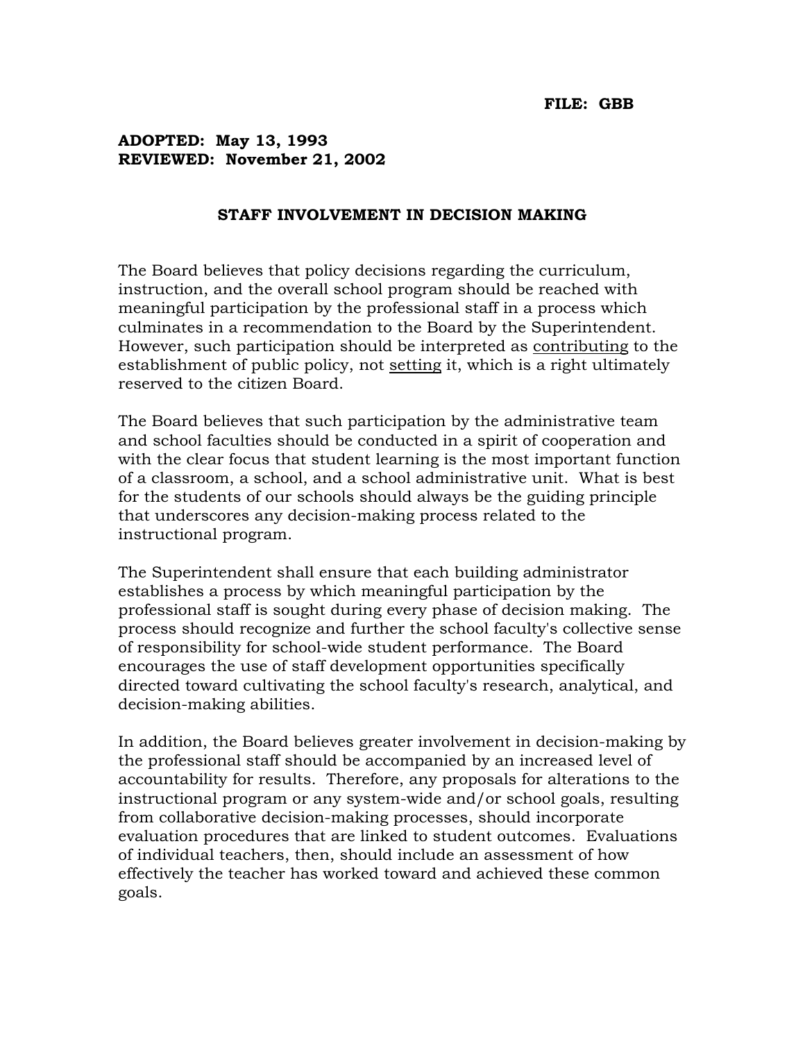**FILE: GBB**

**ADOPTED: May 13, 1993**
**REVIEWED: November 21, 2002**

# STAFF INVOLVEMENT IN DECISION MAKING

The Board believes that policy decisions regarding the curriculum, instruction, and the overall school program should be reached with meaningful participation by the professional staff in a process which culminates in a recommendation to the Board by the Superintendent. However, such participation should be interpreted as contributing to the establishment of public policy, not setting it, which is a right ultimately reserved to the citizen Board.

The Board believes that such participation by the administrative team and school faculties should be conducted in a spirit of cooperation and with the clear focus that student learning is the most important function of a classroom, a school, and a school administrative unit. What is best for the students of our schools should always be the guiding principle that underscores any decision-making process related to the instructional program.

The Superintendent shall ensure that each building administrator establishes a process by which meaningful participation by the professional staff is sought during every phase of decision making. The process should recognize and further the school faculty's collective sense of responsibility for school-wide student performance. The Board encourages the use of staff development opportunities specifically directed toward cultivating the school faculty's research, analytical, and decision-making abilities.

In addition, the Board believes greater involvement in decision-making by the professional staff should be accompanied by an increased level of accountability for results. Therefore, any proposals for alterations to the instructional program or any system-wide and/or school goals, resulting from collaborative decision-making processes, should incorporate evaluation procedures that are linked to student outcomes. Evaluations of individual teachers, then, should include an assessment of how effectively the teacher has worked toward and achieved these common goals.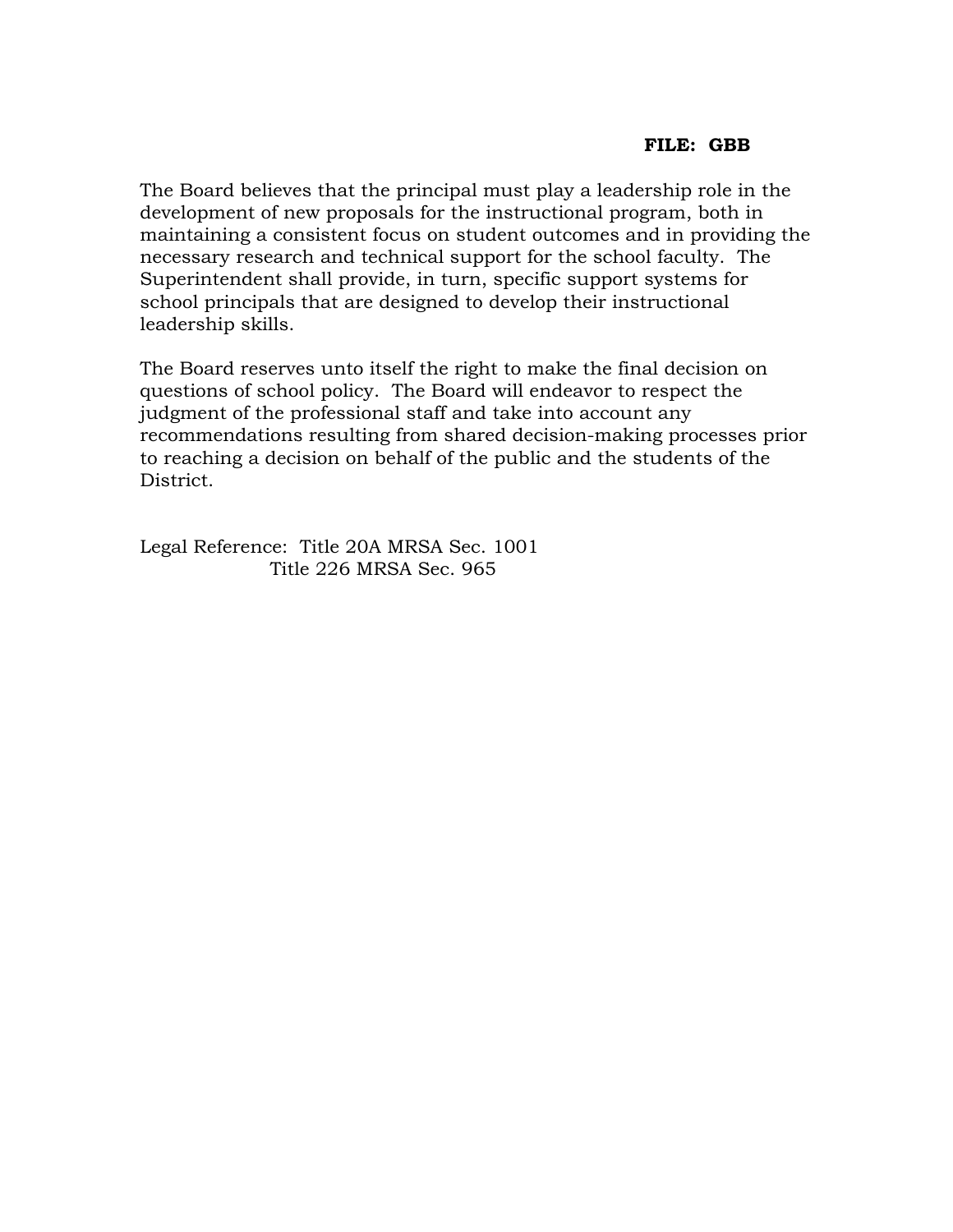**FILE: GBB**

The Board believes that the principal must play a leadership role in the development of new proposals for the instructional program, both in maintaining a consistent focus on student outcomes and in providing the necessary research and technical support for the school faculty. The Superintendent shall provide, in turn, specific support systems for school principals that are designed to develop their instructional leadership skills.

The Board reserves unto itself the right to make the final decision on questions of school policy. The Board will endeavor to respect the judgment of the professional staff and take into account any recommendations resulting from shared decision-making processes prior to reaching a decision on behalf of the public and the students of the District.

Legal Reference: Title 20A MRSA Sec. 1001
Title 226 MRSA Sec. 965